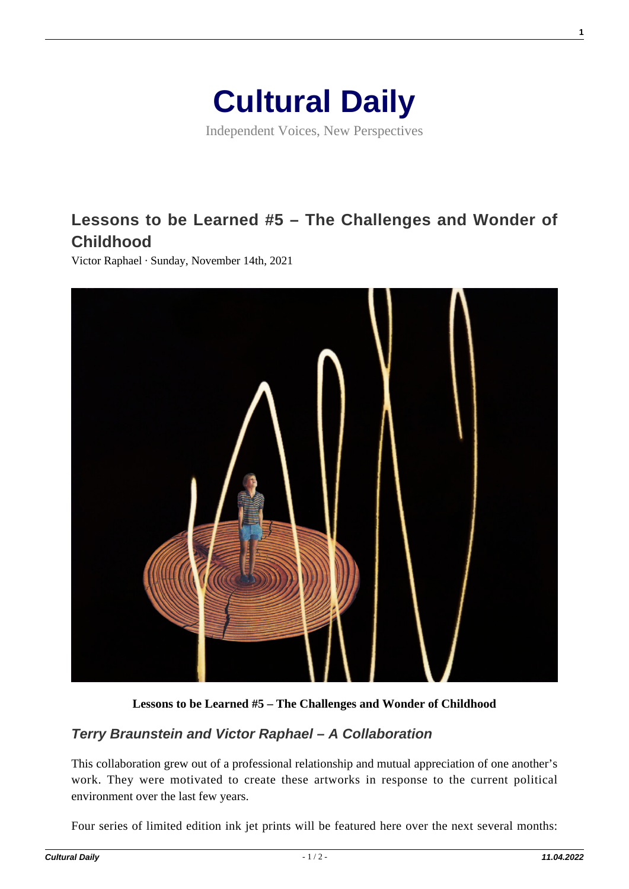# Cultural Daily

Independent Voices, New Perspectives

## Lessons to be Learned #5 – The Challenges and Wonder of Childhood

Victor Raphael · Sunday, November 14th, 2021

**Lessons to be Learned #5 – The Challenges and Wonder of Childhood**

### *Terry Braunstein and Victor Raphael – A Collaboration*

This collaboration grew out of a professional relationship and mutual appreciation of one another's work. They were motivated to create these artworks in response to the current political environment over the last few years.

Four series of limited edition ink jet prints will be featured here over the next several months: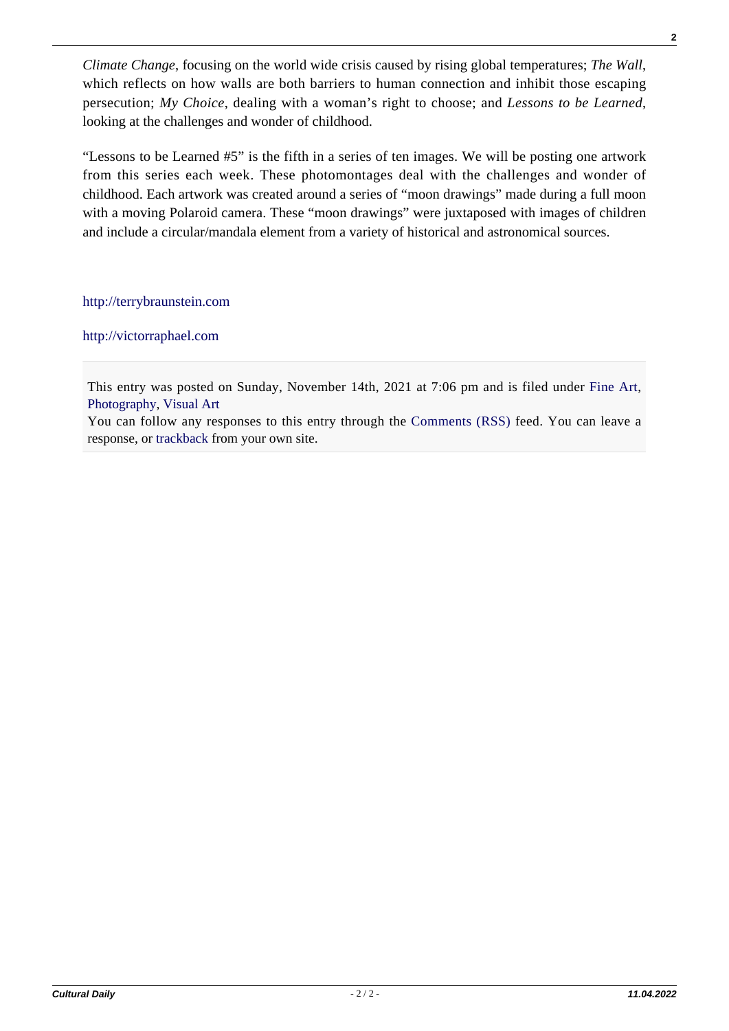*Climate Change*, focusing on the world wide crisis caused by rising global temperatures; *The Wall*, which reflects on how walls are both barriers to human connection and inhibit those escaping persecution; *My Choice*, dealing with a woman's right to choose; and *Lessons to be Learned*, looking at the challenges and wonder of childhood.

"Lessons to be Learned #5" is the fifth in a series of ten images. We will be posting one artwork from this series each week. These photomontages deal with the challenges and wonder of childhood. Each artwork was created around a series of "moon drawings" made during a full moon with a moving Polaroid camera. These "moon drawings" were juxtaposed with images of children and include a circular/mandala element from a variety of historical and astronomical sources.

http://terrybraunstein.com

http://victorraphael.com

This entry was posted on Sunday, November 14th, 2021 at 7:06 pm and is filed under Fine Art, Photography, Visual Art
You can follow any responses to this entry through the Comments (RSS) feed. You can leave a response, or trackback from your own site.